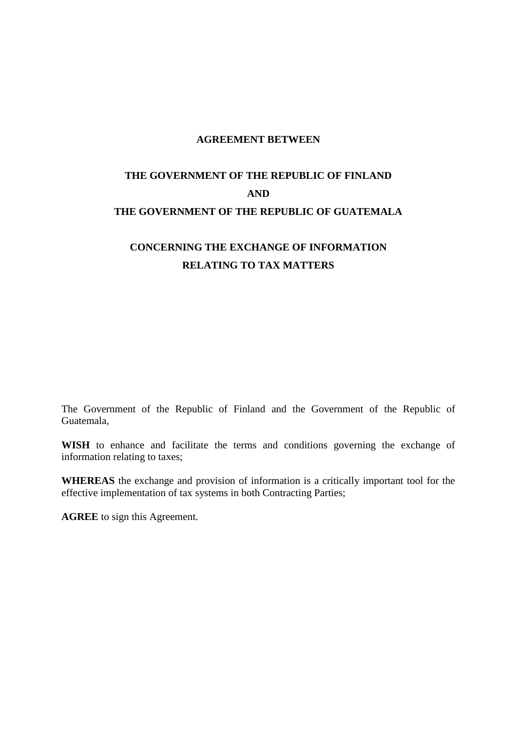# AGREEMENT BETWEEN

# THE GOVERNMENT OF THE REPUBLIC OF FINLAND

# AND

# THE GOVERNMENT OF THE REPUBLIC OF GUATEMALA

## CONCERNING THE EXCHANGE OF INFORMATION RELATING TO TAX MATTERS

The Government of the Republic of Finland and the Government of the Republic of Guatemala,

**WISH** to enhance and facilitate the terms and conditions governing the exchange of information relating to taxes;

**WHEREAS** the exchange and provision of information is a critically important tool for the effective implementation of tax systems in both Contracting Parties;

**AGREE** to sign this Agreement.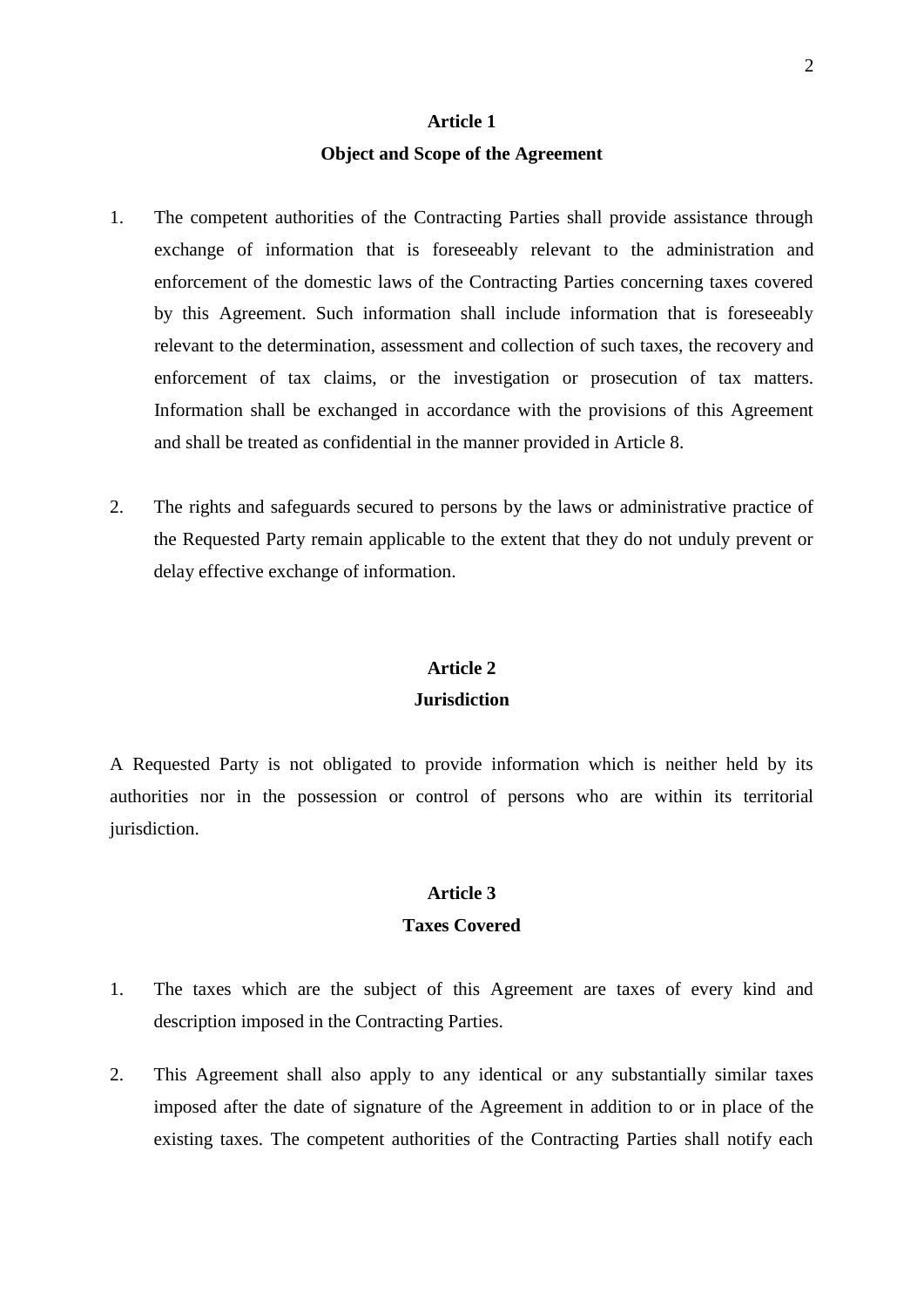## Article 1
## Object and Scope of the Agreement

1. The competent authorities of the Contracting Parties shall provide assistance through exchange of information that is foreseeably relevant to the administration and enforcement of the domestic laws of the Contracting Parties concerning taxes covered by this Agreement. Such information shall include information that is foreseeably relevant to the determination, assessment and collection of such taxes, the recovery and enforcement of tax claims, or the investigation or prosecution of tax matters. Information shall be exchanged in accordance with the provisions of this Agreement and shall be treated as confidential in the manner provided in Article 8.

2. The rights and safeguards secured to persons by the laws or administrative practice of the Requested Party remain applicable to the extent that they do not unduly prevent or delay effective exchange of information.

## Article 2
## Jurisdiction

A Requested Party is not obligated to provide information which is neither held by its authorities nor in the possession or control of persons who are within its territorial jurisdiction.

## Article 3
## Taxes Covered

1. The taxes which are the subject of this Agreement are taxes of every kind and description imposed in the Contracting Parties.

2. This Agreement shall also apply to any identical or any substantially similar taxes imposed after the date of signature of the Agreement in addition to or in place of the existing taxes. The competent authorities of the Contracting Parties shall notify each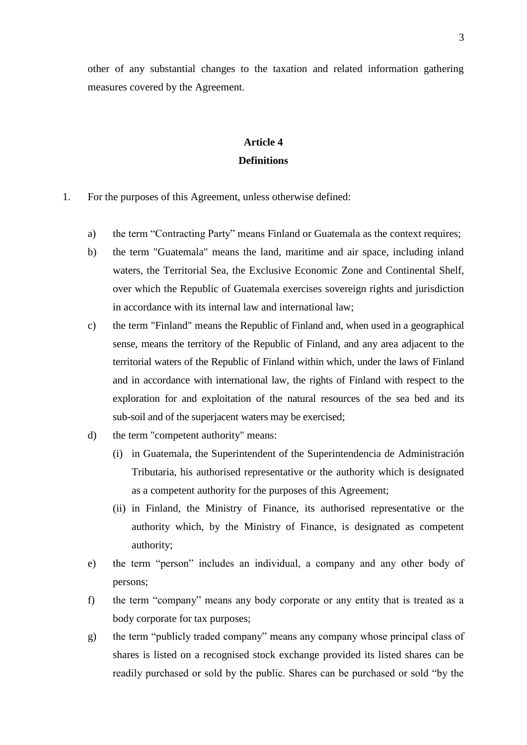other of any substantial changes to the taxation and related information gathering measures covered by the Agreement.

## Article 4
## Definitions

1. For the purposes of this Agreement, unless otherwise defined:

   a) the term “Contracting Party” means Finland or Guatemala as the context requires;

   b) the term "Guatemala" means the land, maritime and air space, including inland waters, the Territorial Sea, the Exclusive Economic Zone and Continental Shelf, over which the Republic of Guatemala exercises sovereign rights and jurisdiction in accordance with its internal law and international law;

   c) the term "Finland" means the Republic of Finland and, when used in a geographical sense, means the territory of the Republic of Finland, and any area adjacent to the territorial waters of the Republic of Finland within which, under the laws of Finland and in accordance with international law, the rights of Finland with respect to the exploration for and exploitation of the natural resources of the sea bed and its sub-soil and of the superjacent waters may be exercised;

   d) the term "competent authority" means:

      (i) in Guatemala, the Superintendent of the Superintendencia de Administración Tributaria, his authorised representative or the authority which is designated as a competent authority for the purposes of this Agreement;

      (ii) in Finland, the Ministry of Finance, its authorised representative or the authority which, by the Ministry of Finance, is designated as competent authority;

   e) the term “person” includes an individual, a company and any other body of persons;

   f) the term “company” means any body corporate or any entity that is treated as a body corporate for tax purposes;

   g) the term “publicly traded company” means any company whose principal class of shares is listed on a recognised stock exchange provided its listed shares can be readily purchased or sold by the public. Shares can be purchased or sold “by the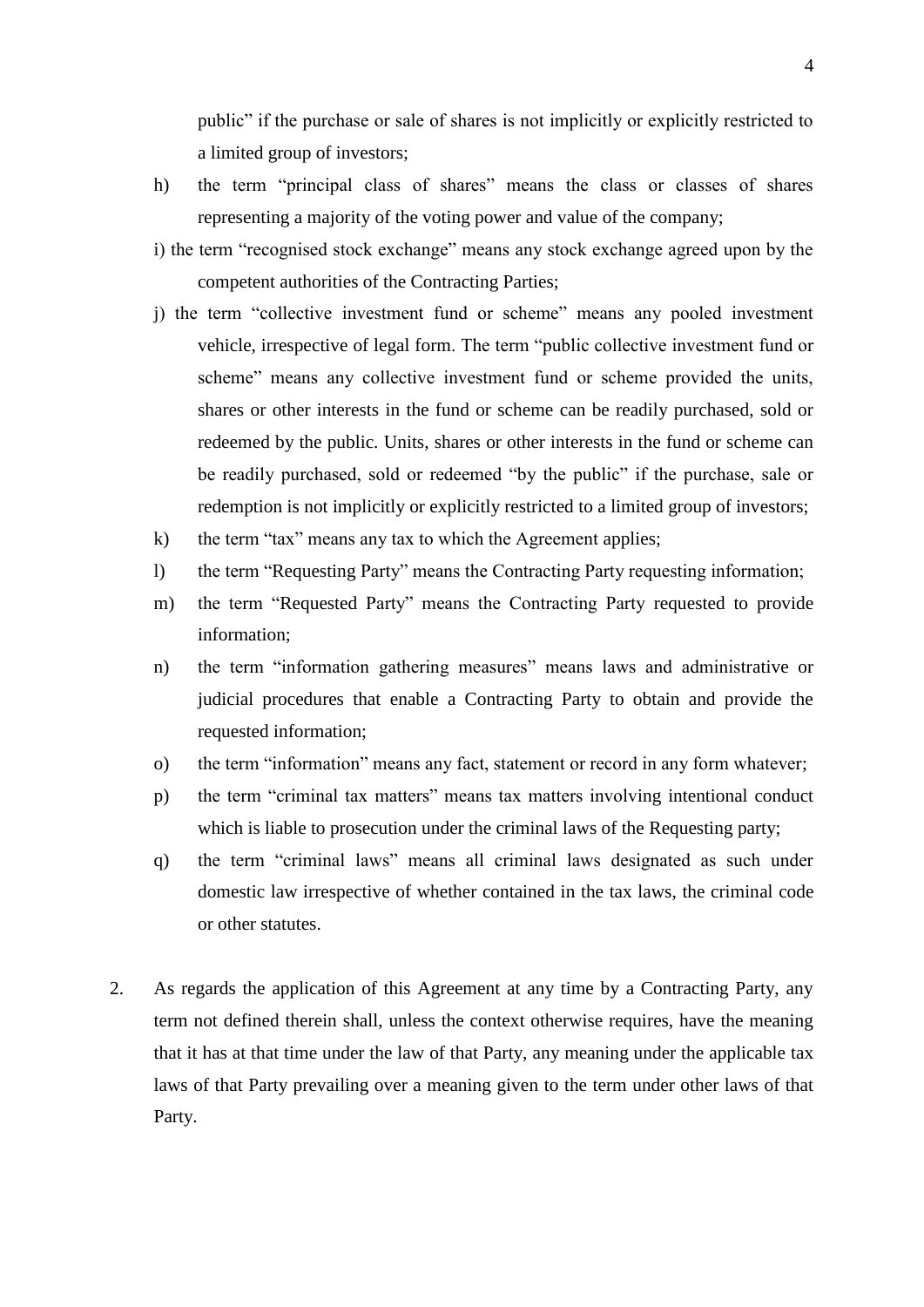public" if the purchase or sale of shares is not implicitly or explicitly restricted to a limited group of investors;

h) the term "principal class of shares" means the class or classes of shares representing a majority of the voting power and value of the company;

i) the term "recognised stock exchange" means any stock exchange agreed upon by the competent authorities of the Contracting Parties;

j) the term "collective investment fund or scheme" means any pooled investment vehicle, irrespective of legal form. The term "public collective investment fund or scheme" means any collective investment fund or scheme provided the units, shares or other interests in the fund or scheme can be readily purchased, sold or redeemed by the public. Units, shares or other interests in the fund or scheme can be readily purchased, sold or redeemed "by the public" if the purchase, sale or redemption is not implicitly or explicitly restricted to a limited group of investors;

k) the term "tax" means any tax to which the Agreement applies;

l) the term "Requesting Party" means the Contracting Party requesting information;

m) the term "Requested Party" means the Contracting Party requested to provide information;

n) the term "information gathering measures" means laws and administrative or judicial procedures that enable a Contracting Party to obtain and provide the requested information;

o) the term "information" means any fact, statement or record in any form whatever;

p) the term "criminal tax matters" means tax matters involving intentional conduct which is liable to prosecution under the criminal laws of the Requesting party;

q) the term "criminal laws" means all criminal laws designated as such under domestic law irrespective of whether contained in the tax laws, the criminal code or other statutes.

2. As regards the application of this Agreement at any time by a Contracting Party, any term not defined therein shall, unless the context otherwise requires, have the meaning that it has at that time under the law of that Party, any meaning under the applicable tax laws of that Party prevailing over a meaning given to the term under other laws of that Party.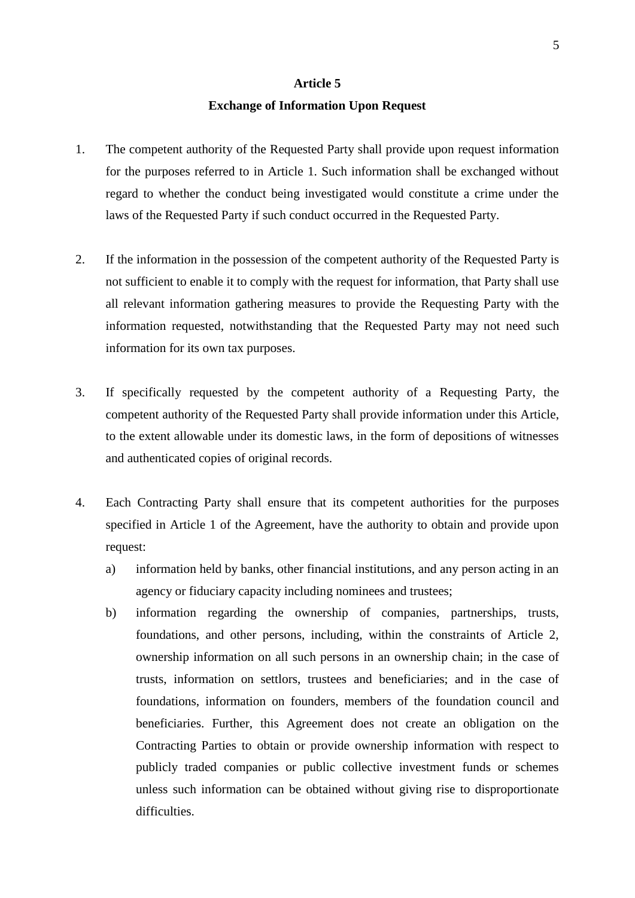## Article 5

## Exchange of Information Upon Request

1. The competent authority of the Requested Party shall provide upon request information for the purposes referred to in Article 1. Such information shall be exchanged without regard to whether the conduct being investigated would constitute a crime under the laws of the Requested Party if such conduct occurred in the Requested Party.

2. If the information in the possession of the competent authority of the Requested Party is not sufficient to enable it to comply with the request for information, that Party shall use all relevant information gathering measures to provide the Requesting Party with the information requested, notwithstanding that the Requested Party may not need such information for its own tax purposes.

3. If specifically requested by the competent authority of a Requesting Party, the competent authority of the Requested Party shall provide information under this Article, to the extent allowable under its domestic laws, in the form of depositions of witnesses and authenticated copies of original records.

4. Each Contracting Party shall ensure that its competent authorities for the purposes specified in Article 1 of the Agreement, have the authority to obtain and provide upon request:
   a) information held by banks, other financial institutions, and any person acting in an agency or fiduciary capacity including nominees and trustees;
   b) information regarding the ownership of companies, partnerships, trusts, foundations, and other persons, including, within the constraints of Article 2, ownership information on all such persons in an ownership chain; in the case of trusts, information on settlors, trustees and beneficiaries; and in the case of foundations, information on founders, members of the foundation council and beneficiaries. Further, this Agreement does not create an obligation on the Contracting Parties to obtain or provide ownership information with respect to publicly traded companies or public collective investment funds or schemes unless such information can be obtained without giving rise to disproportionate difficulties.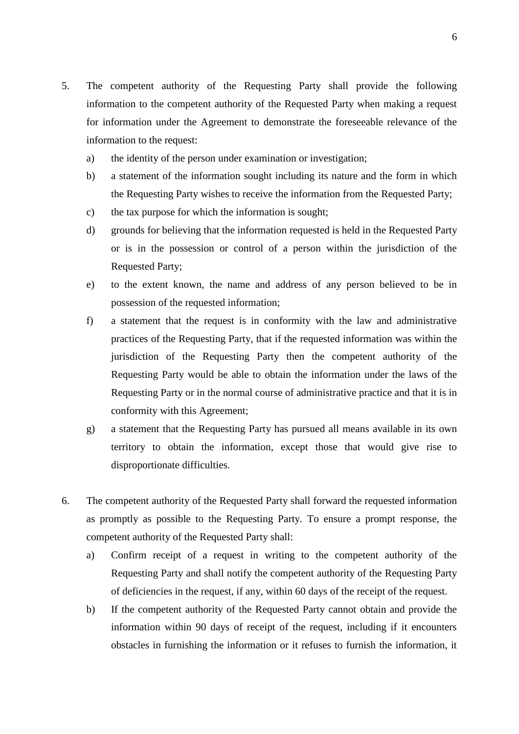5. The competent authority of the Requesting Party shall provide the following information to the competent authority of the Requested Party when making a request for information under the Agreement to demonstrate the foreseeable relevance of the information to the request:

   a) the identity of the person under examination or investigation;

   b) a statement of the information sought including its nature and the form in which the Requesting Party wishes to receive the information from the Requested Party;

   c) the tax purpose for which the information is sought;

   d) grounds for believing that the information requested is held in the Requested Party or is in the possession or control of a person within the jurisdiction of the Requested Party;

   e) to the extent known, the name and address of any person believed to be in possession of the requested information;

   f) a statement that the request is in conformity with the law and administrative practices of the Requesting Party, that if the requested information was within the jurisdiction of the Requesting Party then the competent authority of the Requesting Party would be able to obtain the information under the laws of the Requesting Party or in the normal course of administrative practice and that it is in conformity with this Agreement;

   g) a statement that the Requesting Party has pursued all means available in its own territory to obtain the information, except those that would give rise to disproportionate difficulties.

6. The competent authority of the Requested Party shall forward the requested information as promptly as possible to the Requesting Party. To ensure a prompt response, the competent authority of the Requested Party shall:

   a) Confirm receipt of a request in writing to the competent authority of the Requesting Party and shall notify the competent authority of the Requesting Party of deficiencies in the request, if any, within 60 days of the receipt of the request.

   b) If the competent authority of the Requested Party cannot obtain and provide the information within 90 days of receipt of the request, including if it encounters obstacles in furnishing the information or it refuses to furnish the information, it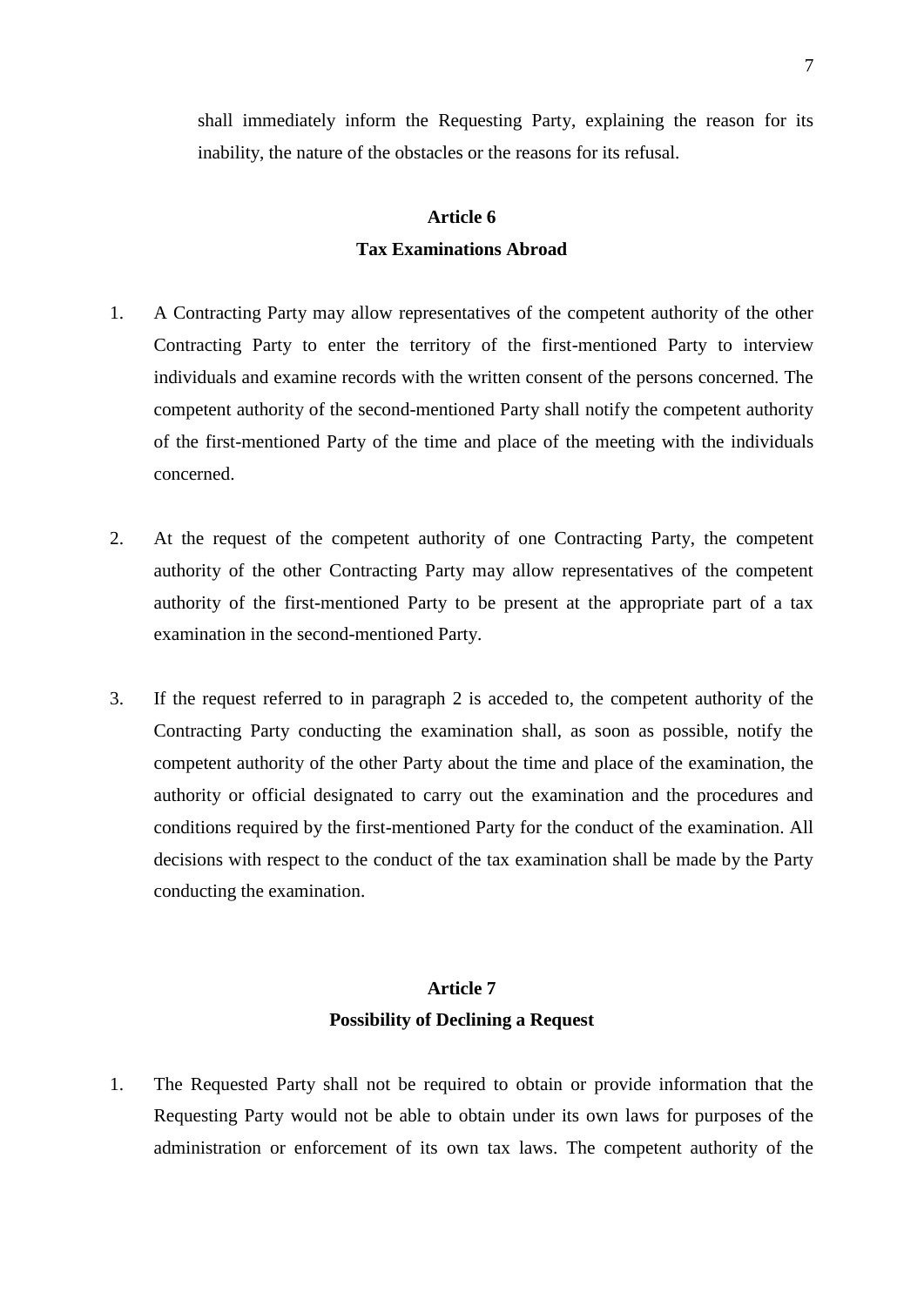shall immediately inform the Requesting Party, explaining the reason for its inability, the nature of the obstacles or the reasons for its refusal.

## Article 6
## Tax Examinations Abroad

1. A Contracting Party may allow representatives of the competent authority of the other Contracting Party to enter the territory of the first-mentioned Party to interview individuals and examine records with the written consent of the persons concerned. The competent authority of the second-mentioned Party shall notify the competent authority of the first-mentioned Party of the time and place of the meeting with the individuals concerned.

2. At the request of the competent authority of one Contracting Party, the competent authority of the other Contracting Party may allow representatives of the competent authority of the first-mentioned Party to be present at the appropriate part of a tax examination in the second-mentioned Party.

3. If the request referred to in paragraph 2 is acceded to, the competent authority of the Contracting Party conducting the examination shall, as soon as possible, notify the competent authority of the other Party about the time and place of the examination, the authority or official designated to carry out the examination and the procedures and conditions required by the first-mentioned Party for the conduct of the examination. All decisions with respect to the conduct of the tax examination shall be made by the Party conducting the examination.

## Article 7
## Possibility of Declining a Request

1. The Requested Party shall not be required to obtain or provide information that the Requesting Party would not be able to obtain under its own laws for purposes of the administration or enforcement of its own tax laws. The competent authority of the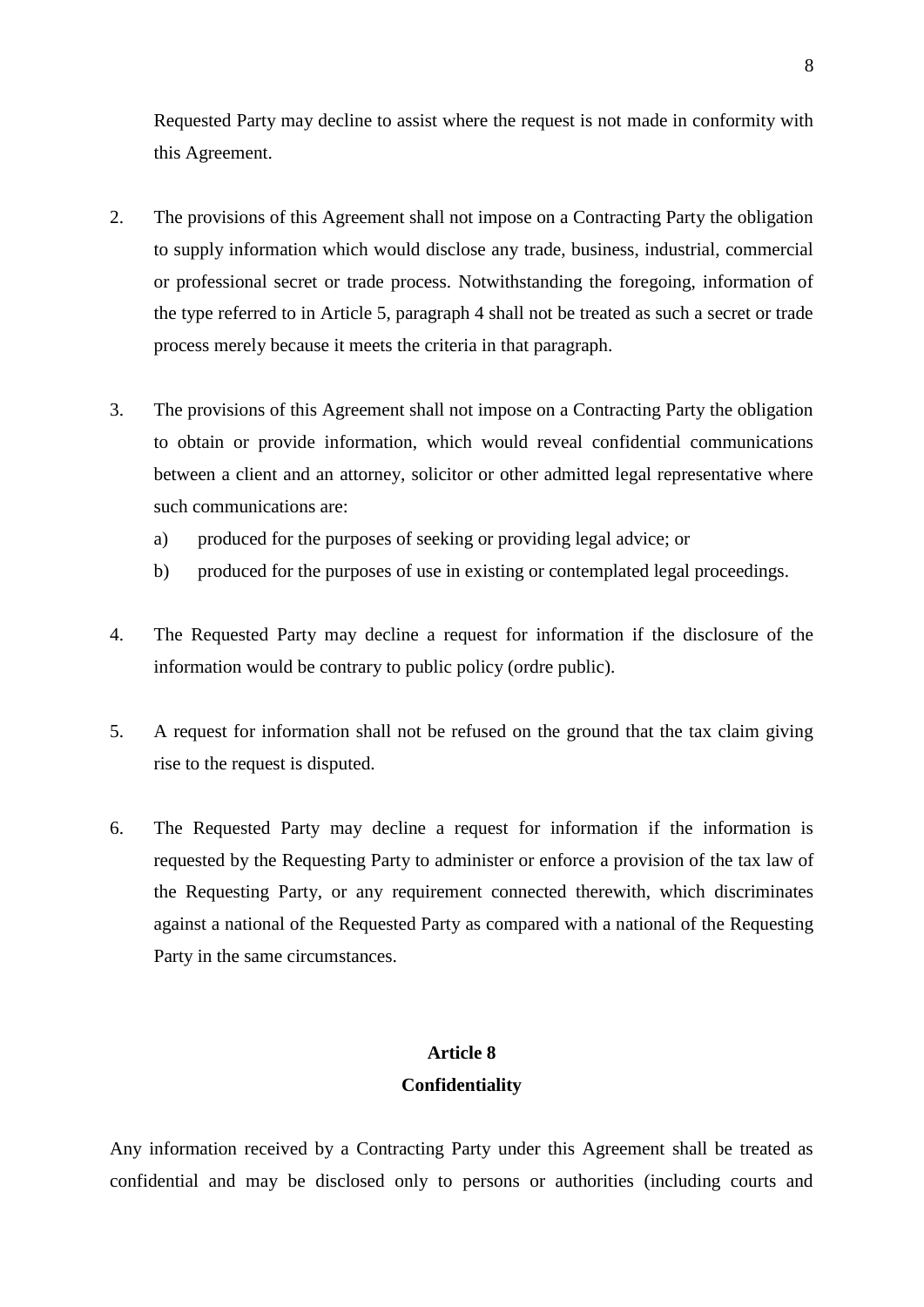Requested Party may decline to assist where the request is not made in conformity with this Agreement.

2. The provisions of this Agreement shall not impose on a Contracting Party the obligation to supply information which would disclose any trade, business, industrial, commercial or professional secret or trade process. Notwithstanding the foregoing, information of the type referred to in Article 5, paragraph 4 shall not be treated as such a secret or trade process merely because it meets the criteria in that paragraph.

3. The provisions of this Agreement shall not impose on a Contracting Party the obligation to obtain or provide information, which would reveal confidential communications between a client and an attorney, solicitor or other admitted legal representative where such communications are:
   a) produced for the purposes of seeking or providing legal advice; or
   b) produced for the purposes of use in existing or contemplated legal proceedings.

4. The Requested Party may decline a request for information if the disclosure of the information would be contrary to public policy (ordre public).

5. A request for information shall not be refused on the ground that the tax claim giving rise to the request is disputed.

6. The Requested Party may decline a request for information if the information is requested by the Requesting Party to administer or enforce a provision of the tax law of the Requesting Party, or any requirement connected therewith, which discriminates against a national of the Requested Party as compared with a national of the Requesting Party in the same circumstances.

## Article 8
## Confidentiality

Any information received by a Contracting Party under this Agreement shall be treated as confidential and may be disclosed only to persons or authorities (including courts and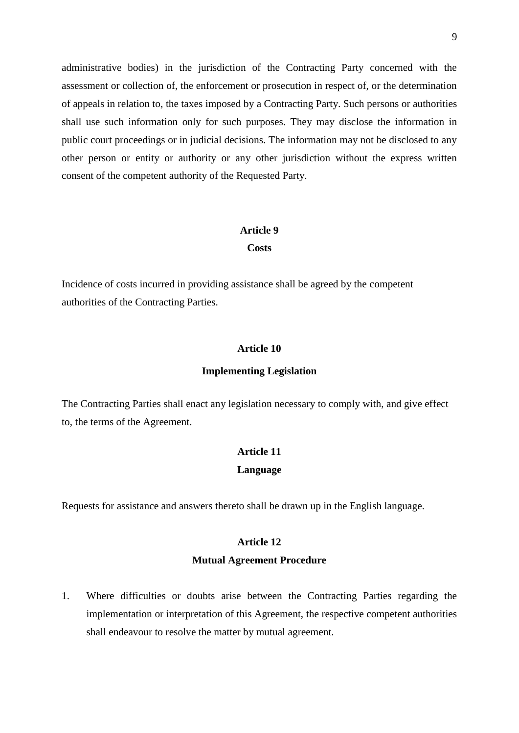administrative bodies) in the jurisdiction of the Contracting Party concerned with the assessment or collection of, the enforcement or prosecution in respect of, or the determination of appeals in relation to, the taxes imposed by a Contracting Party. Such persons or authorities shall use such information only for such purposes. They may disclose the information in public court proceedings or in judicial decisions. The information may not be disclosed to any other person or entity or authority or any other jurisdiction without the express written consent of the competent authority of the Requested Party.

## Article 9
## Costs

Incidence of costs incurred in providing assistance shall be agreed by the competent authorities of the Contracting Parties.

## Article 10
## Implementing Legislation

The Contracting Parties shall enact any legislation necessary to comply with, and give effect to, the terms of the Agreement.

## Article 11
## Language

Requests for assistance and answers thereto shall be drawn up in the English language.

## Article 12
## Mutual Agreement Procedure

1. Where difficulties or doubts arise between the Contracting Parties regarding the implementation or interpretation of this Agreement, the respective competent authorities shall endeavour to resolve the matter by mutual agreement.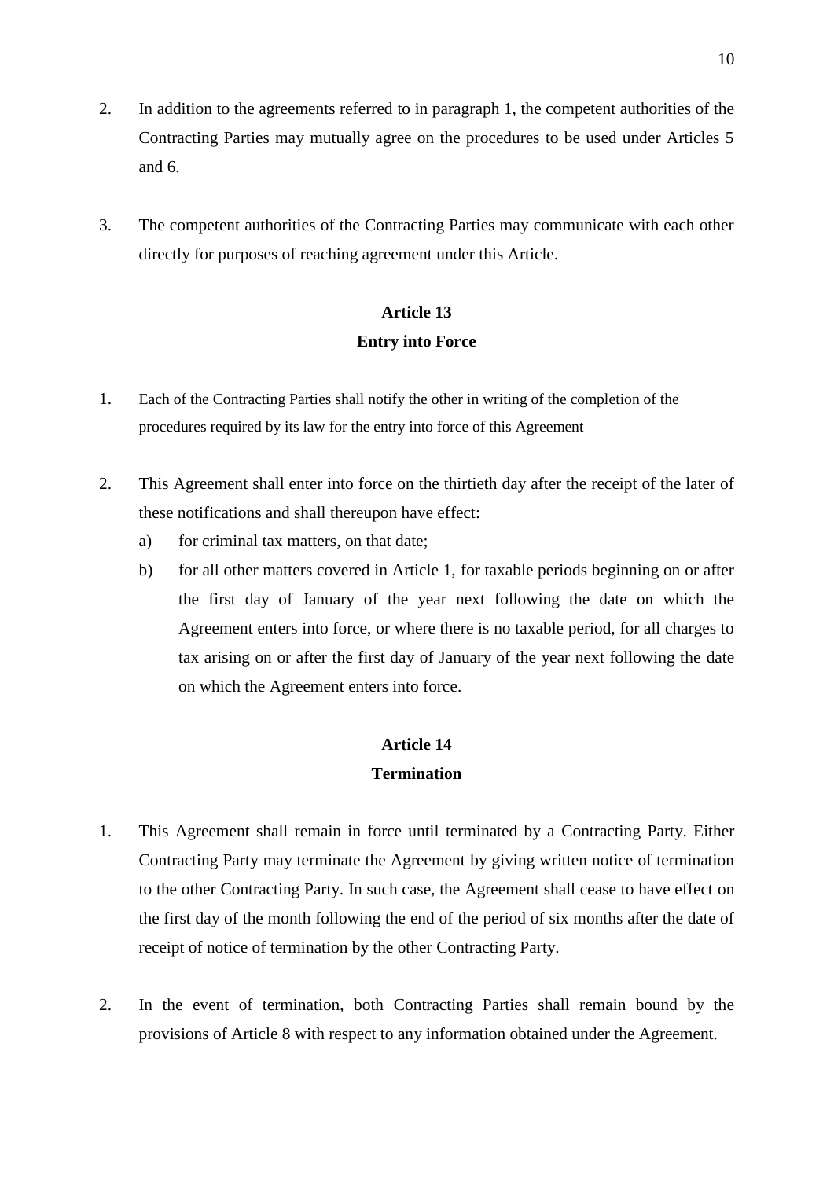2. In addition to the agreements referred to in paragraph 1, the competent authorities of the Contracting Parties may mutually agree on the procedures to be used under Articles 5 and 6.

3. The competent authorities of the Contracting Parties may communicate with each other directly for purposes of reaching agreement under this Article.

## Article 13
## Entry into Force

1. Each of the Contracting Parties shall notify the other in writing of the completion of the procedures required by its law for the entry into force of this Agreement

2. This Agreement shall enter into force on the thirtieth day after the receipt of the later of these notifications and shall thereupon have effect:
   a) for criminal tax matters, on that date;
   b) for all other matters covered in Article 1, for taxable periods beginning on or after the first day of January of the year next following the date on which the Agreement enters into force, or where there is no taxable period, for all charges to tax arising on or after the first day of January of the year next following the date on which the Agreement enters into force.

## Article 14
## Termination

1. This Agreement shall remain in force until terminated by a Contracting Party. Either Contracting Party may terminate the Agreement by giving written notice of termination to the other Contracting Party. In such case, the Agreement shall cease to have effect on the first day of the month following the end of the period of six months after the date of receipt of notice of termination by the other Contracting Party.

2. In the event of termination, both Contracting Parties shall remain bound by the provisions of Article 8 with respect to any information obtained under the Agreement.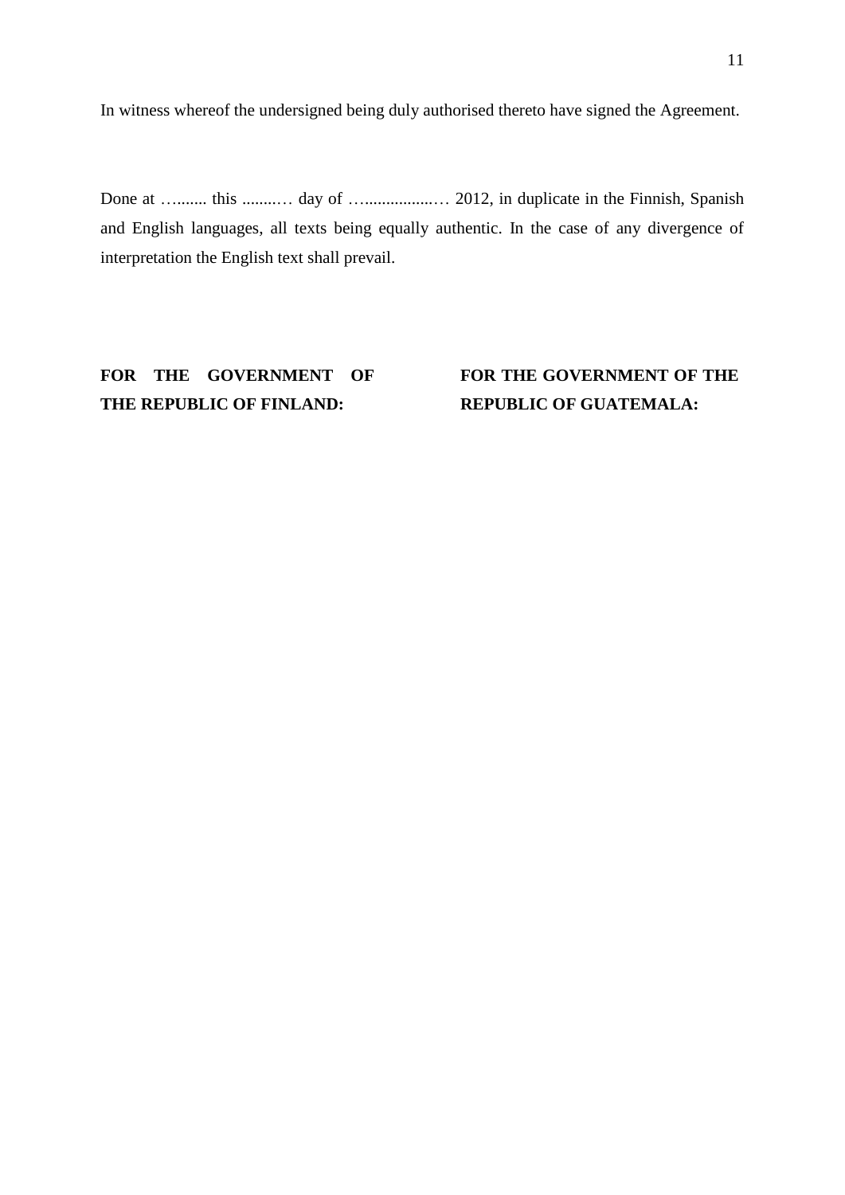In witness whereof the undersigned being duly authorised thereto have signed the Agreement.

Done at …....... this ........… day of …................… 2012, in duplicate in the Finnish, Spanish and English languages, all texts being equally authentic. In the case of any divergence of interpretation the English text shall prevail.

**FOR THE GOVERNMENT OF THE REPUBLIC OF FINLAND:**

**FOR THE GOVERNMENT OF THE REPUBLIC OF GUATEMALA:**